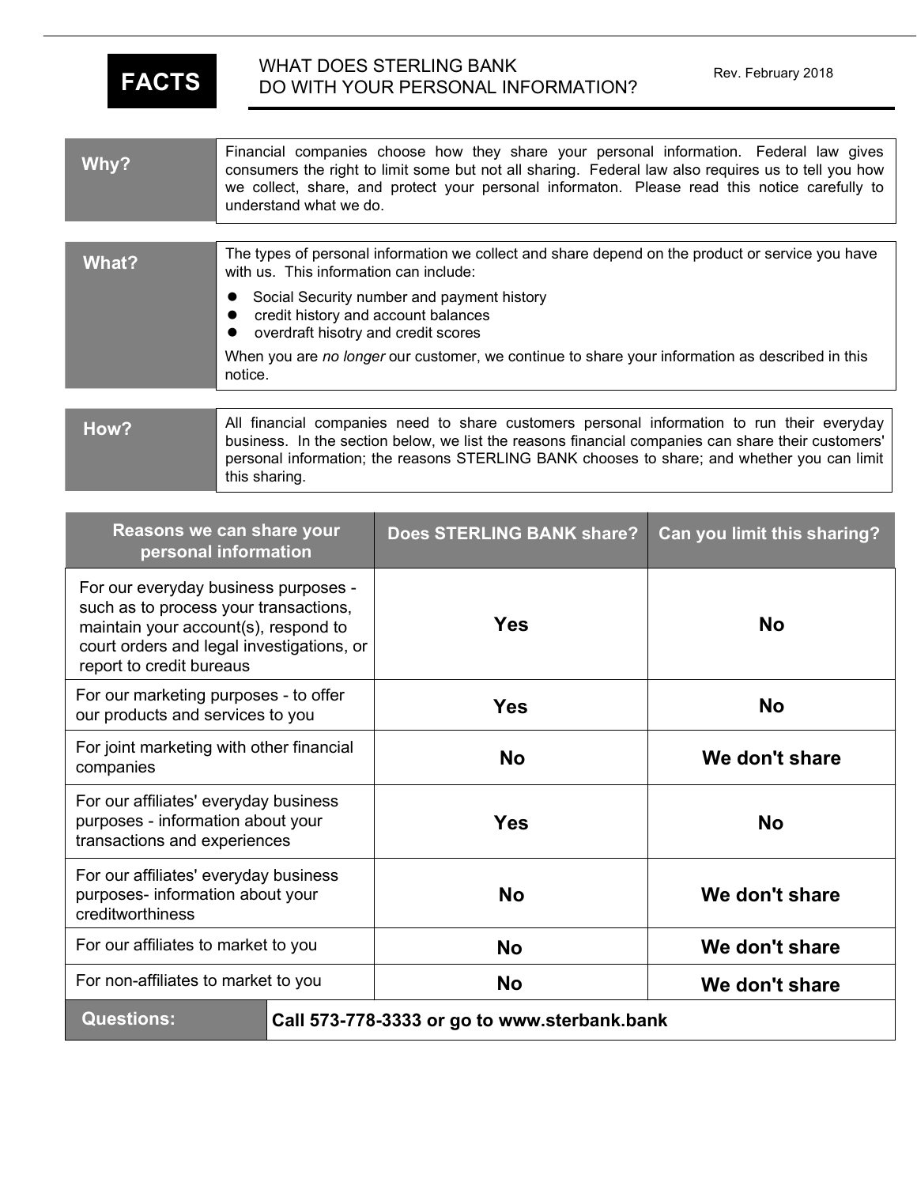**FACTS** WHAT DOES STERLING BANK DO WITH YOUR PERSONAL INFORMATION?

Rev. February 2018

| | |
|---|---|
| **Why?** | Financial companies choose how they share your personal information. Federal law gives consumers the right to limit some but not all sharing. Federal law also requires us to tell you how we collect, share, and protect your personal informaton. Please read this notice carefully to understand what we do. |
| **What?** | The types of personal information we collect and share depend on the product or service you have with us. This information can include:<br>• Social Security number and payment history<br>• credit history and account balances<br>• overdraft hisotry and credit scores<br>When you are *no longer* our customer, we continue to share your information as described in this notice. |
| **How?** | All financial companies need to share customers personal information to run their everyday business. In the section below, we list the reasons financial companies can share their customers' personal information; the reasons STERLING BANK chooses to share; and whether you can limit this sharing. |

| Reasons we can share your personal information | Does STERLING BANK share? | Can you limit this sharing? |
|---|---|---|
| For our everyday business purposes - such as to process your transactions, maintain your account(s), respond to court orders and legal investigations, or report to credit bureaus | **Yes** | **No** |
| For our marketing purposes - to offer our products and services to you | **Yes** | **No** |
| For joint marketing with other financial companies | **No** | **We don't share** |
| For our affiliates' everyday business purposes - information about your transactions and experiences | **Yes** | **No** |
| For our affiliates' everyday business purposes- information about your creditworthiness | **No** | **We don't share** |
| For our affiliates to market to you | **No** | **We don't share** |
| For non-affiliates to market to you | **No** | **We don't share** |

| | |
|---|---|
| **Questions:** | **Call 573-778-3333 or go to www.sterbank.bank** |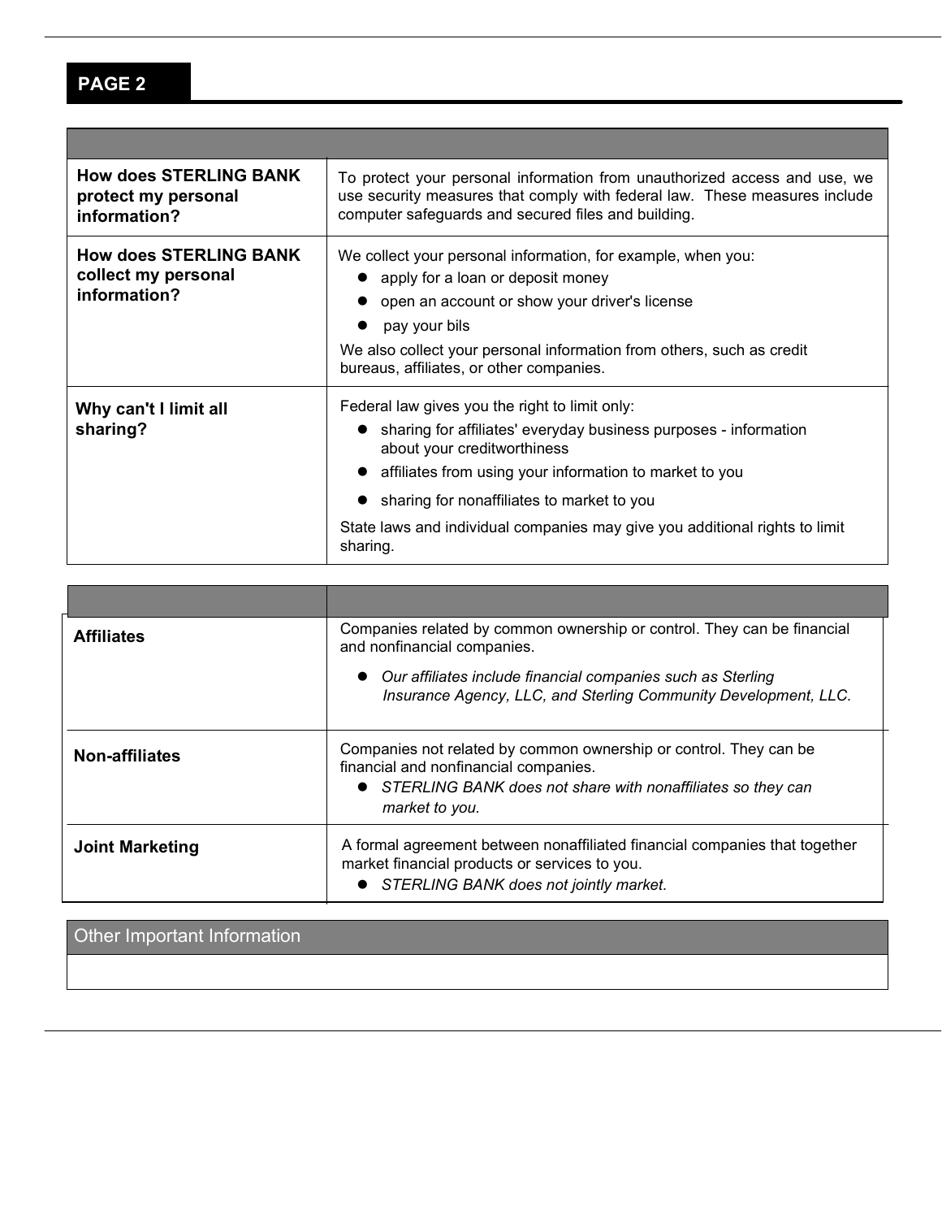| | |
|---|---|
| **How does STERLING BANK protect my personal information?** | To protect your personal information from unauthorized access and use, we use security measures that comply with federal law. These measures include computer safeguards and secured files and building. |
| **How does STERLING BANK collect my personal information?** | We collect your personal information, for example, when you:<br>• apply for a loan or deposit money<br>• open an account or show your driver's license<br>• pay your bils<br>We also collect your personal information from others, such as credit bureaus, affiliates, or other companies. |
| **Why can't I limit all sharing?** | Federal law gives you the right to limit only:<br>• sharing for affiliates' everyday business purposes - information about your creditworthiness<br>• affiliates from using your information to market to you<br>• sharing for nonaffiliates to market to you<br>State laws and individual companies may give you additional rights to limit sharing. |

| | |
|---|---|
| **Affiliates** | Companies related by common ownership or control. They can be financial and nonfinancial companies.<br>• *Our affiliates include financial companies such as Sterling Insurance Agency, LLC, and Sterling Community Development, LLC.* |
| **Non-affiliates** | Companies not related by common ownership or control. They can be financial and nonfinancial companies.<br>• *STERLING BANK does not share with nonaffiliates so they can market to you.* |
| **Joint Marketing** | A formal agreement between nonaffiliated financial companies that together market financial products or services to you.<br>• *STERLING BANK does not jointly market.* |

| Other Important Information |
|---|
| |